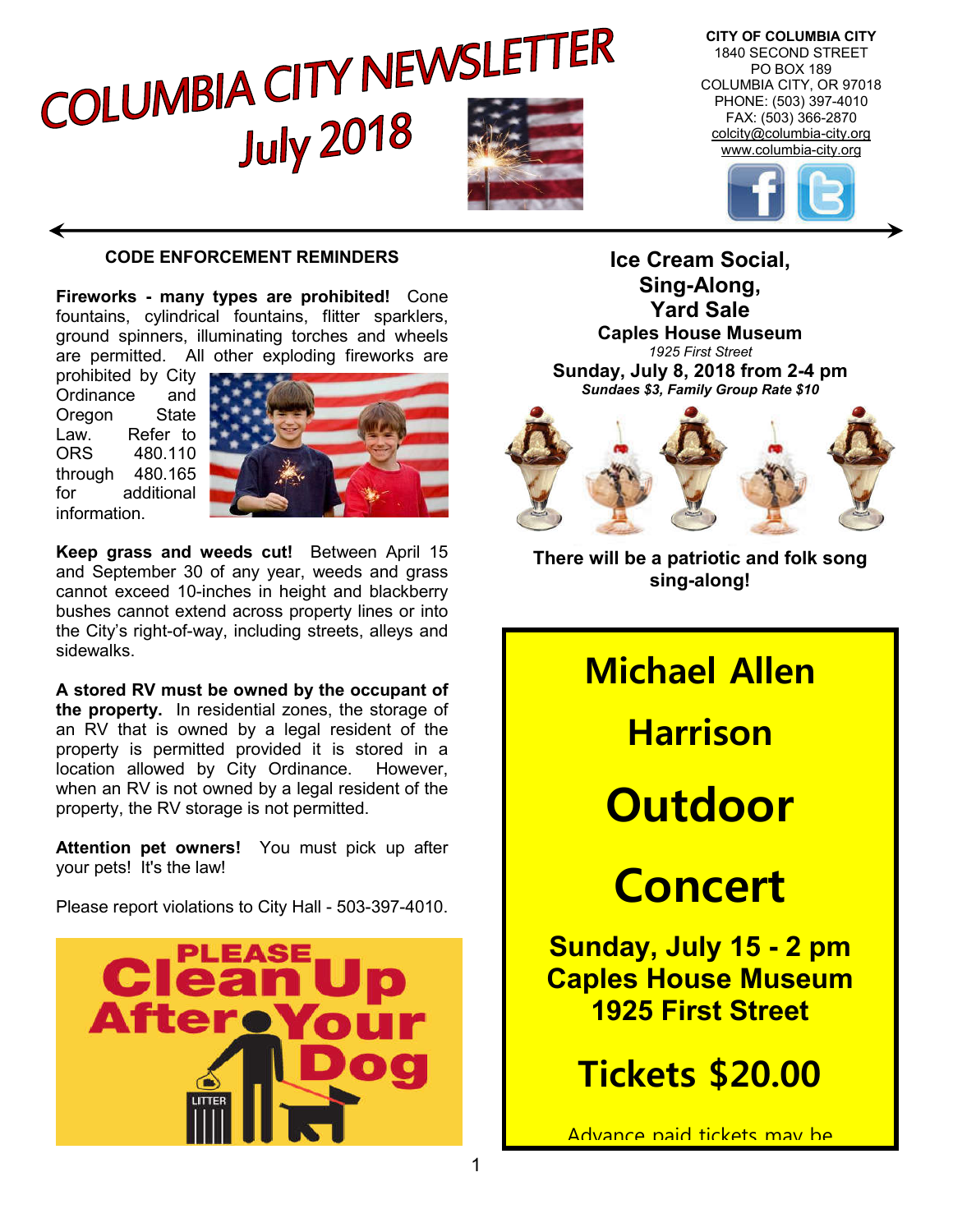# COLUMBIA CITY NEWSLETTER July 2018

**CITY OF COLUMBIA CITY**
1840 SECOND STREET
PO BOX 189
COLUMBIA CITY, OR 97018
PHONE: (503) 397-4010
FAX: (503) 366-2870
colcity@columbia-city.org
www.columbia-city.org

## CODE ENFORCEMENT REMINDERS

**Fireworks - many types are prohibited!** Cone fountains, cylindrical fountains, flitter sparklers, ground spinners, illuminating torches and wheels are permitted. All other exploding fireworks are prohibited by City Ordinance and Oregon State Law. Refer to ORS 480.110 through 480.165 for additional information.

**Keep grass and weeds cut!** Between April 15 and September 30 of any year, weeds and grass cannot exceed 10-inches in height and blackberry bushes cannot extend across property lines or into the City's right-of-way, including streets, alleys and sidewalks.

**A stored RV must be owned by the occupant of the property.** In residential zones, the storage of an RV that is owned by a legal resident of the property is permitted provided it is stored in a location allowed by City Ordinance. However, when an RV is not owned by a legal resident of the property, the RV storage is not permitted.

**Attention pet owners!** You must pick up after your pets! It's the law!

Please report violations to City Hall - 503-397-4010.

PLEASE Clean Up After Your Dog

## Ice Cream Social, Sing-Along, Yard Sale

**Caples House Museum**
*1925 First Street*
**Sunday, July 8, 2018 from 2-4 pm**
***Sundaes $3, Family Group Rate $10***

**There will be a patriotic and folk song sing-along!**

## Michael Allen Harrison Outdoor Concert

**Sunday, July 15 - 2 pm**
**Caples House Museum**
**1925 First Street**

**Tickets $20.00**

Advance paid tickets may be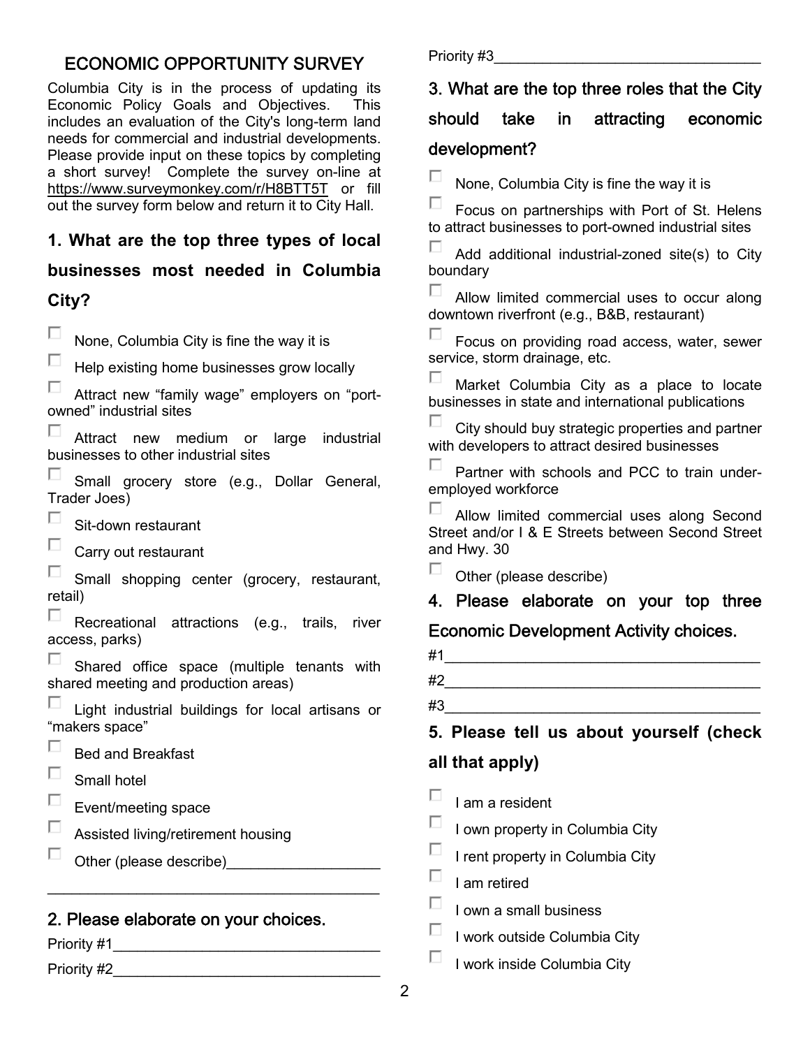## ECONOMIC OPPORTUNITY SURVEY

Columbia City is in the process of updating its Economic Policy Goals and Objectives. This includes an evaluation of the City's long-term land needs for commercial and industrial developments. Please provide input on these topics by completing a short survey! Complete the survey on-line at https://www.surveymonkey.com/r/H8BTT5T or fill out the survey form below and return it to City Hall.

### 1. What are the top three types of local businesses most needed in Columbia City?

- ☐ None, Columbia City is fine the way it is
- ☐ Help existing home businesses grow locally
- ☐ Attract new "family wage" employers on "port-owned" industrial sites
- ☐ Attract new medium or large industrial businesses to other industrial sites
- ☐ Small grocery store (e.g., Dollar General, Trader Joes)
- ☐ Sit-down restaurant
- ☐ Carry out restaurant
- ☐ Small shopping center (grocery, restaurant, retail)
- ☐ Recreational attractions (e.g., trails, river access, parks)
- ☐ Shared office space (multiple tenants with shared meeting and production areas)
- ☐ Light industrial buildings for local artisans or "makers space"
- ☐ Bed and Breakfast
- ☐ Small hotel
- ☐ Event/meeting space
- ☐ Assisted living/retirement housing
- ☐ Other (please describe)___________________

________________________________________

### 2. Please elaborate on your choices.

Priority #1_________________________________

Priority #2_________________________________

Priority #3_________________________________

### 3. What are the top three roles that the City should take in attracting economic development?

- ☐ None, Columbia City is fine the way it is
- ☐ Focus on partnerships with Port of St. Helens to attract businesses to port-owned industrial sites
- ☐ Add additional industrial-zoned site(s) to City boundary
- ☐ Allow limited commercial uses to occur along downtown riverfront (e.g., B&B, restaurant)
- ☐ Focus on providing road access, water, sewer service, storm drainage, etc.
- ☐ Market Columbia City as a place to locate businesses in state and international publications
- ☐ City should buy strategic properties and partner with developers to attract desired businesses
- ☐ Partner with schools and PCC to train under-employed workforce
- ☐ Allow limited commercial uses along Second Street and/or I & E Streets between Second Street and Hwy. 30
- ☐ Other (please describe)

### 4. Please elaborate on your top three Economic Development Activity choices.

#1______________________________________

#2______________________________________

#3______________________________________

### 5. Please tell us about yourself (check all that apply)

- ☐ I am a resident
- ☐ I own property in Columbia City
- ☐ I rent property in Columbia City
- ☐ I am retired
- ☐ I own a small business
- ☐ I work outside Columbia City
- ☐ I work inside Columbia City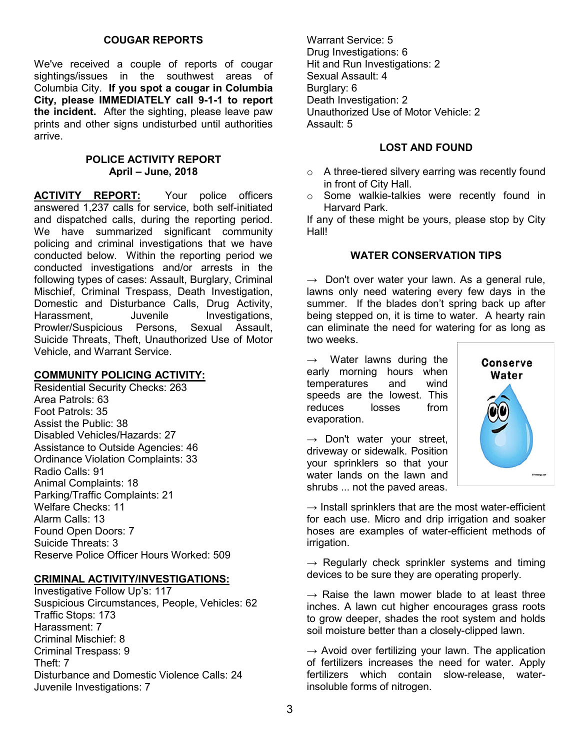## COUGAR REPORTS

We've received a couple of reports of cougar sightings/issues in the southwest areas of Columbia City. **If you spot a cougar in Columbia City, please IMMEDIATELY call 9-1-1 to report the incident.** After the sighting, please leave paw prints and other signs undisturbed until authorities arrive.

## POLICE ACTIVITY REPORT
### April – June, 2018

**ACTIVITY REPORT:** Your police officers answered 1,237 calls for service, both self-initiated and dispatched calls, during the reporting period. We have summarized significant community policing and criminal investigations that we have conducted below. Within the reporting period we conducted investigations and/or arrests in the following types of cases: Assault, Burglary, Criminal Mischief, Criminal Trespass, Death Investigation, Domestic and Disturbance Calls, Drug Activity, Harassment, Juvenile Investigations, Prowler/Suspicious Persons, Sexual Assault, Suicide Threats, Theft, Unauthorized Use of Motor Vehicle, and Warrant Service.

**COMMUNITY POLICING ACTIVITY:**

Residential Security Checks: 263
Area Patrols: 63
Foot Patrols: 35
Assist the Public: 38
Disabled Vehicles/Hazards: 27
Assistance to Outside Agencies: 46
Ordinance Violation Complaints: 33
Radio Calls: 91
Animal Complaints: 18
Parking/Traffic Complaints: 21
Welfare Checks: 11
Alarm Calls: 13
Found Open Doors: 7
Suicide Threats: 3
Reserve Police Officer Hours Worked: 509

**CRIMINAL ACTIVITY/INVESTIGATIONS:**

Investigative Follow Up's: 117
Suspicious Circumstances, People, Vehicles: 62
Traffic Stops: 173
Harassment: 7
Criminal Mischief: 8
Criminal Trespass: 9
Theft: 7
Disturbance and Domestic Violence Calls: 24
Juvenile Investigations: 7
Warrant Service: 5
Drug Investigations: 6
Hit and Run Investigations: 2
Sexual Assault: 4
Burglary: 6
Death Investigation: 2
Unauthorized Use of Motor Vehicle: 2
Assault: 5

## LOST AND FOUND

- A three-tiered silvery earring was recently found in front of City Hall.
- Some walkie-talkies were recently found in Harvard Park.

If any of these might be yours, please stop by City Hall!

## WATER CONSERVATION TIPS

→ Don't over water your lawn. As a general rule, lawns only need watering every few days in the summer. If the blades don't spring back up after being stepped on, it is time to water. A hearty rain can eliminate the need for watering for as long as two weeks.

→ Water lawns during the early morning hours when temperatures and wind speeds are the lowest. This reduces losses from evaporation.

→ Don't water your street, driveway or sidewalk. Position your sprinklers so that your water lands on the lawn and shrubs ... not the paved areas.

→ Install sprinklers that are the most water-efficient for each use. Micro and drip irrigation and soaker hoses are examples of water-efficient methods of irrigation.

→ Regularly check sprinkler systems and timing devices to be sure they are operating properly.

→ Raise the lawn mower blade to at least three inches. A lawn cut higher encourages grass roots to grow deeper, shades the root system and holds soil moisture better than a closely-clipped lawn.

→ Avoid over fertilizing your lawn. The application of fertilizers increases the need for water. Apply fertilizers which contain slow-release, water-insoluble forms of nitrogen.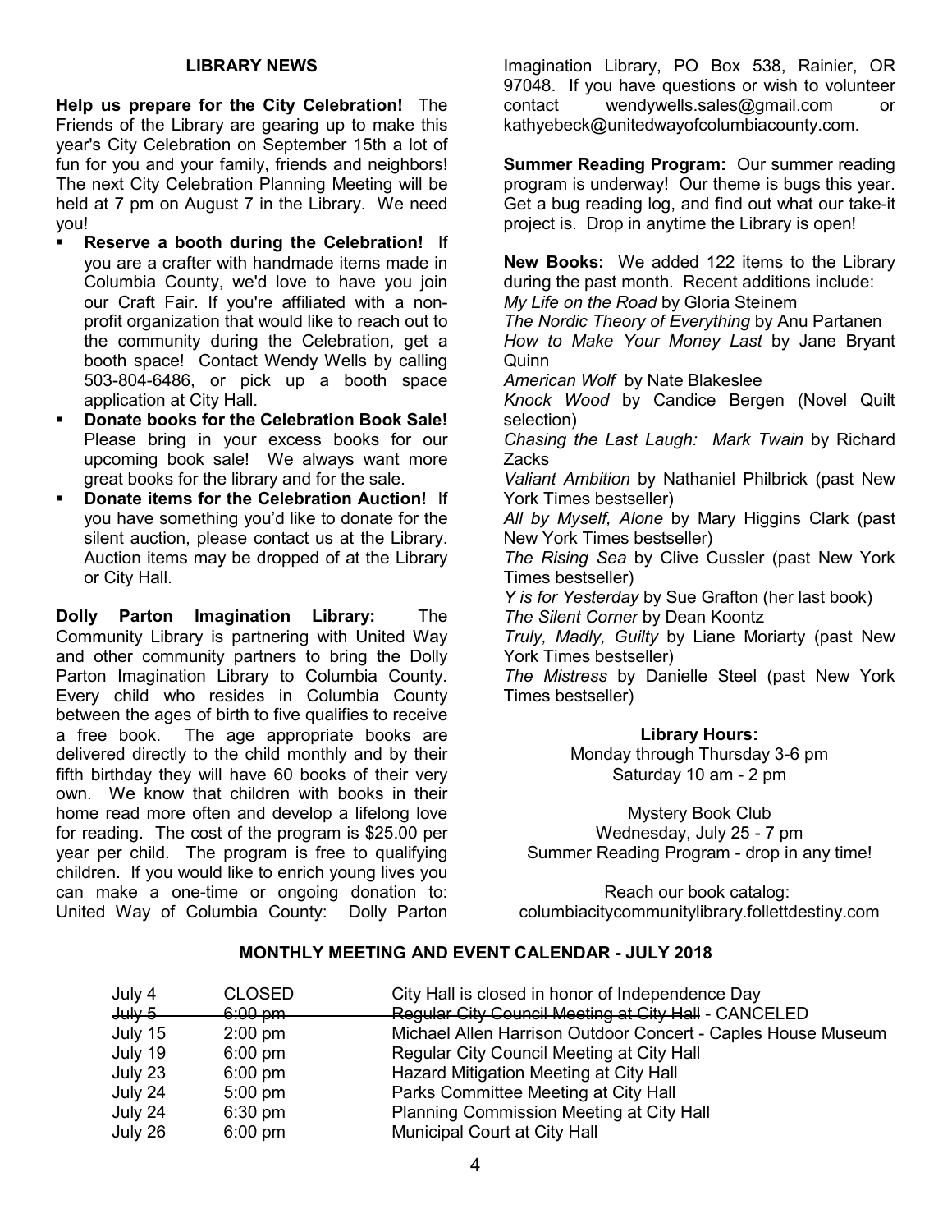## LIBRARY NEWS

**Help us prepare for the City Celebration!** The Friends of the Library are gearing up to make this year's City Celebration on September 15th a lot of fun for you and your family, friends and neighbors! The next City Celebration Planning Meeting will be held at 7 pm on August 7 in the Library. We need you!

- **Reserve a booth during the Celebration!** If you are a crafter with handmade items made in Columbia County, we'd love to have you join our Craft Fair. If you're affiliated with a non-profit organization that would like to reach out to the community during the Celebration, get a booth space! Contact Wendy Wells by calling 503-804-6486, or pick up a booth space application at City Hall.
- **Donate books for the Celebration Book Sale!** Please bring in your excess books for our upcoming book sale! We always want more great books for the library and for the sale.
- **Donate items for the Celebration Auction!** If you have something you'd like to donate for the silent auction, please contact us at the Library. Auction items may be dropped of at the Library or City Hall.

**Dolly Parton Imagination Library:** The Community Library is partnering with United Way and other community partners to bring the Dolly Parton Imagination Library to Columbia County. Every child who resides in Columbia County between the ages of birth to five qualifies to receive a free book. The age appropriate books are delivered directly to the child monthly and by their fifth birthday they will have 60 books of their very own. We know that children with books in their home read more often and develop a lifelong love for reading. The cost of the program is $25.00 per year per child. The program is free to qualifying children. If you would like to enrich young lives you can make a one-time or ongoing donation to: United Way of Columbia County: Dolly Parton Imagination Library, PO Box 538, Rainier, OR 97048. If you have questions or wish to volunteer contact wendywells.sales@gmail.com or kathyebeck@unitedwayofcolumbiacounty.com.

**Summer Reading Program:** Our summer reading program is underway! Our theme is bugs this year. Get a bug reading log, and find out what our take-it project is. Drop in anytime the Library is open!

**New Books:** We added 122 items to the Library during the past month. Recent additions include:
*My Life on the Road* by Gloria Steinem
*The Nordic Theory of Everything* by Anu Partanen
*How to Make Your Money Last* by Jane Bryant Quinn
*American Wolf* by Nate Blakeslee
*Knock Wood* by Candice Bergen (Novel Quilt selection)
*Chasing the Last Laugh: Mark Twain* by Richard Zacks
*Valiant Ambition* by Nathaniel Philbrick (past New York Times bestseller)
*All by Myself, Alone* by Mary Higgins Clark (past New York Times bestseller)
*The Rising Sea* by Clive Cussler (past New York Times bestseller)
*Y is for Yesterday* by Sue Grafton (her last book)
*The Silent Corner* by Dean Koontz
*Truly, Madly, Guilty* by Liane Moriarty (past New York Times bestseller)
*The Mistress* by Danielle Steel (past New York Times bestseller)

**Library Hours:**
Monday through Thursday 3-6 pm
Saturday 10 am - 2 pm

Mystery Book Club
Wednesday, July 25 - 7 pm
Summer Reading Program - drop in any time!

Reach our book catalog:
columbiacitycommunitylibrary.follettdestiny.com

## MONTHLY MEETING AND EVENT CALENDAR - JULY 2018

| | | |
|---|---|---|
| July 4 | CLOSED | City Hall is closed in honor of Independence Day |
| ~~July 5~~ | ~~6:00 pm~~ | ~~Regular City Council Meeting at City Hall~~ - CANCELED |
| July 15 | 2:00 pm | Michael Allen Harrison Outdoor Concert - Caples House Museum |
| July 19 | 6:00 pm | Regular City Council Meeting at City Hall |
| July 23 | 6:00 pm | Hazard Mitigation Meeting at City Hall |
| July 24 | 5:00 pm | Parks Committee Meeting at City Hall |
| July 24 | 6:30 pm | Planning Commission Meeting at City Hall |
| July 26 | 6:00 pm | Municipal Court at City Hall |